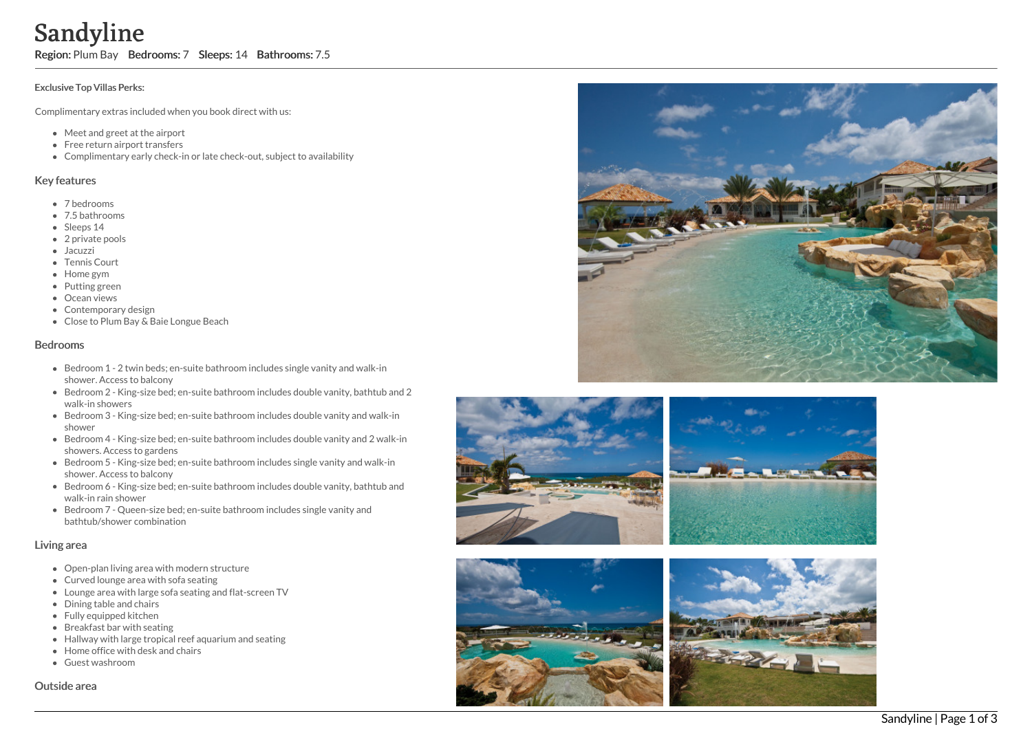# Sandyline

**Region:** Plum Bay **Bedrooms:** 7 **Sleeps:** 14 **Bathrooms:** 7.5

**Exclusive Top Villas Perks:**

Complimentary extras included when you book direct with us:

- Meet and greet at the airport
- Free return airport transfers
- Complimentary early check-in or late check-out, subject to availability

## Key features

- 7 bedrooms
- 7.5 bathrooms
- Sleeps 14
- 2 private pools
- Jacuzzi
- Tennis Court
- Home gym
- Putting green
- Ocean views
- Contemporary design
- Close to Plum Bay & Baie Longue Beach

## Bedrooms

- Bedroom 1 - 2 twin beds; en-suite bathroom includes single vanity and walk-in shower. Access to balcony
- Bedroom 2 - King-size bed; en-suite bathroom includes double vanity, bathtub and 2 walk-in showers
- Bedroom 3 - King-size bed; en-suite bathroom includes double vanity and walk-in shower
- Bedroom 4 - King-size bed; en-suite bathroom includes double vanity and 2 walk-in showers. Access to gardens
- Bedroom 5 - King-size bed; en-suite bathroom includes single vanity and walk-in shower. Access to balcony
- Bedroom 6 - King-size bed; en-suite bathroom includes double vanity, bathtub and walk-in rain shower
- Bedroom 7 - Queen-size bed; en-suite bathroom includes single vanity and bathtub/shower combination

## Living area

- Open-plan living area with modern structure
- Curved lounge area with sofa seating
- Lounge area with large sofa seating and flat-screen TV
- Dining table and chairs
- Fully equipped kitchen
- Breakfast bar with seating
- Hallway with large tropical reef aquarium and seating
- Home office with desk and chairs
- Guest washroom

## Outside area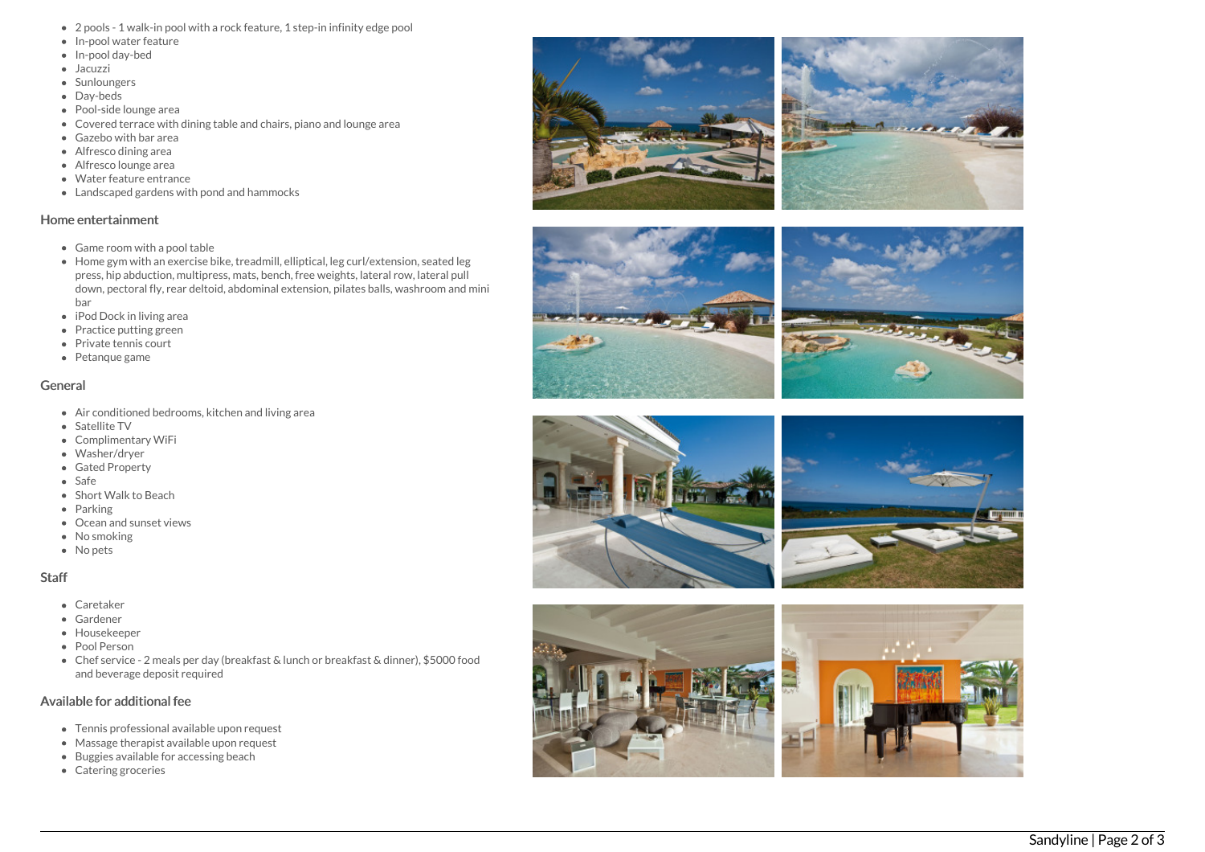- 2 pools - 1 walk-in pool with a rock feature, 1 step-in infinity edge pool
- In-pool water feature
- In-pool day-bed
- Jacuzzi
- Sunloungers
- Day-beds
- Pool-side lounge area
- Covered terrace with dining table and chairs, piano and lounge area
- Gazebo with bar area
- Alfresco dining area
- Alfresco lounge area
- Water feature entrance
- Landscaped gardens with pond and hammocks

## Home entertainment

- Game room with a pool table
- Home gym with an exercise bike, treadmill, elliptical, leg curl/extension, seated leg press, hip abduction, multipress, mats, bench, free weights, lateral row, lateral pull down, pectoral fly, rear deltoid, abdominal extension, pilates balls, washroom and mini bar
- iPod Dock in living area
- Practice putting green
- Private tennis court
- Petanque game

## General

- Air conditioned bedrooms, kitchen and living area
- Satellite TV
- Complimentary WiFi
- Washer/dryer
- Gated Property
- Safe
- Short Walk to Beach
- Parking
- Ocean and sunset views
- No smoking
- No pets

## Staff

- Caretaker
- Gardener
- Housekeeper
- Pool Person
- Chef service - 2 meals per day (breakfast & lunch or breakfast & dinner), $5000 food and beverage deposit required

## Available for additional fee

- Tennis professional available upon request
- Massage therapist available upon request
- Buggies available for accessing beach
- Catering groceries